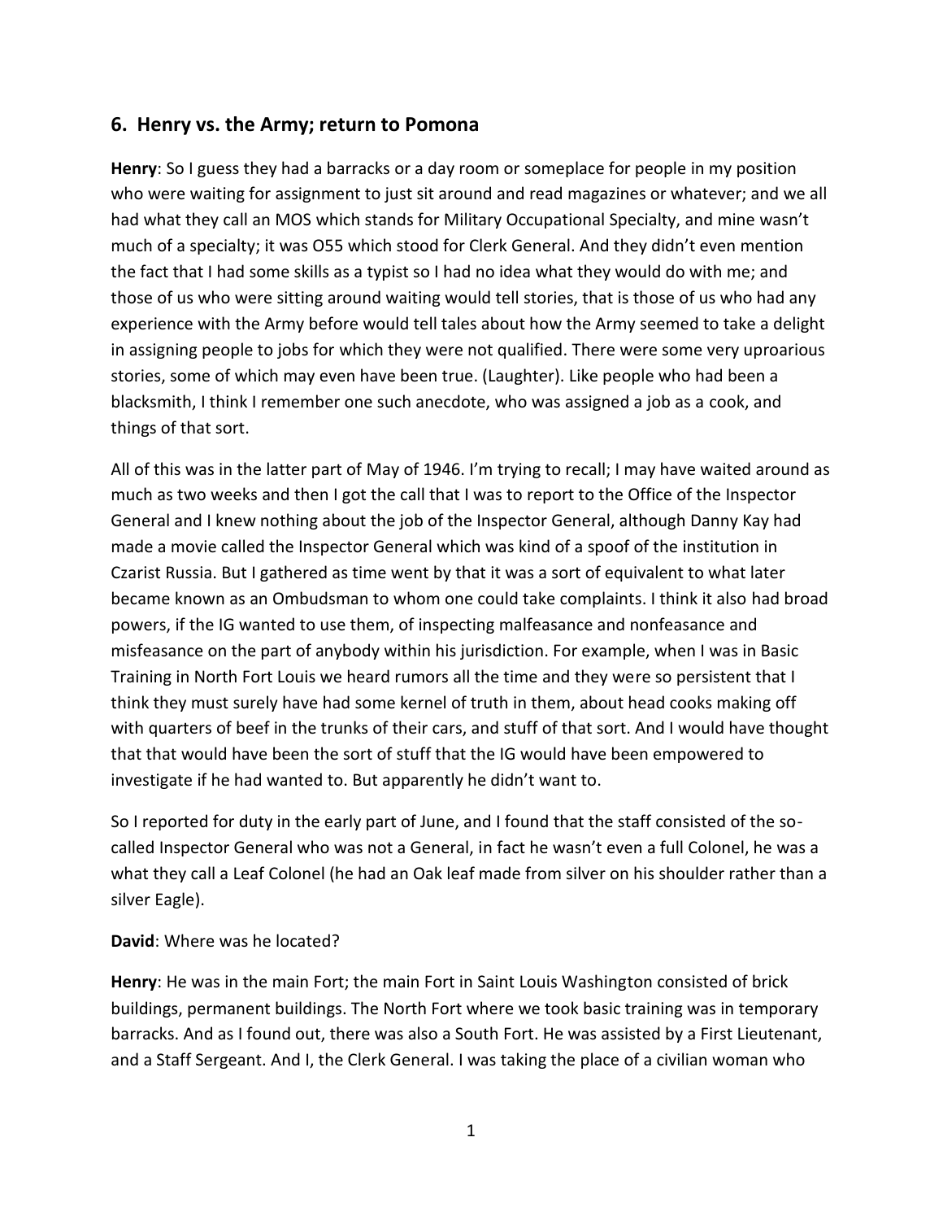## 6. Henry vs. the Army; return to Pomona

**Henry**: So I guess they had a barracks or a day room or someplace for people in my position who were waiting for assignment to just sit around and read magazines or whatever; and we all had what they call an MOS which stands for Military Occupational Specialty, and mine wasn't much of a specialty; it was O55 which stood for Clerk General. And they didn't even mention the fact that I had some skills as a typist so I had no idea what they would do with me; and those of us who were sitting around waiting would tell stories, that is those of us who had any experience with the Army before would tell tales about how the Army seemed to take a delight in assigning people to jobs for which they were not qualified. There were some very uproarious stories, some of which may even have been true. (Laughter). Like people who had been a blacksmith, I think I remember one such anecdote, who was assigned a job as a cook, and things of that sort.

All of this was in the latter part of May of 1946. I'm trying to recall; I may have waited around as much as two weeks and then I got the call that I was to report to the Office of the Inspector General and I knew nothing about the job of the Inspector General, although Danny Kay had made a movie called the Inspector General which was kind of a spoof of the institution in Czarist Russia. But I gathered as time went by that it was a sort of equivalent to what later became known as an Ombudsman to whom one could take complaints. I think it also had broad powers, if the IG wanted to use them, of inspecting malfeasance and nonfeasance and misfeasance on the part of anybody within his jurisdiction. For example, when I was in Basic Training in North Fort Louis we heard rumors all the time and they were so persistent that I think they must surely have had some kernel of truth in them, about head cooks making off with quarters of beef in the trunks of their cars, and stuff of that sort. And I would have thought that that would have been the sort of stuff that the IG would have been empowered to investigate if he had wanted to. But apparently he didn't want to.

So I reported for duty in the early part of June, and I found that the staff consisted of the so-called Inspector General who was not a General, in fact he wasn't even a full Colonel, he was a what they call a Leaf Colonel (he had an Oak leaf made from silver on his shoulder rather than a silver Eagle).

**David**: Where was he located?

**Henry**: He was in the main Fort; the main Fort in Saint Louis Washington consisted of brick buildings, permanent buildings. The North Fort where we took basic training was in temporary barracks. And as I found out, there was also a South Fort. He was assisted by a First Lieutenant, and a Staff Sergeant. And I, the Clerk General. I was taking the place of a civilian woman who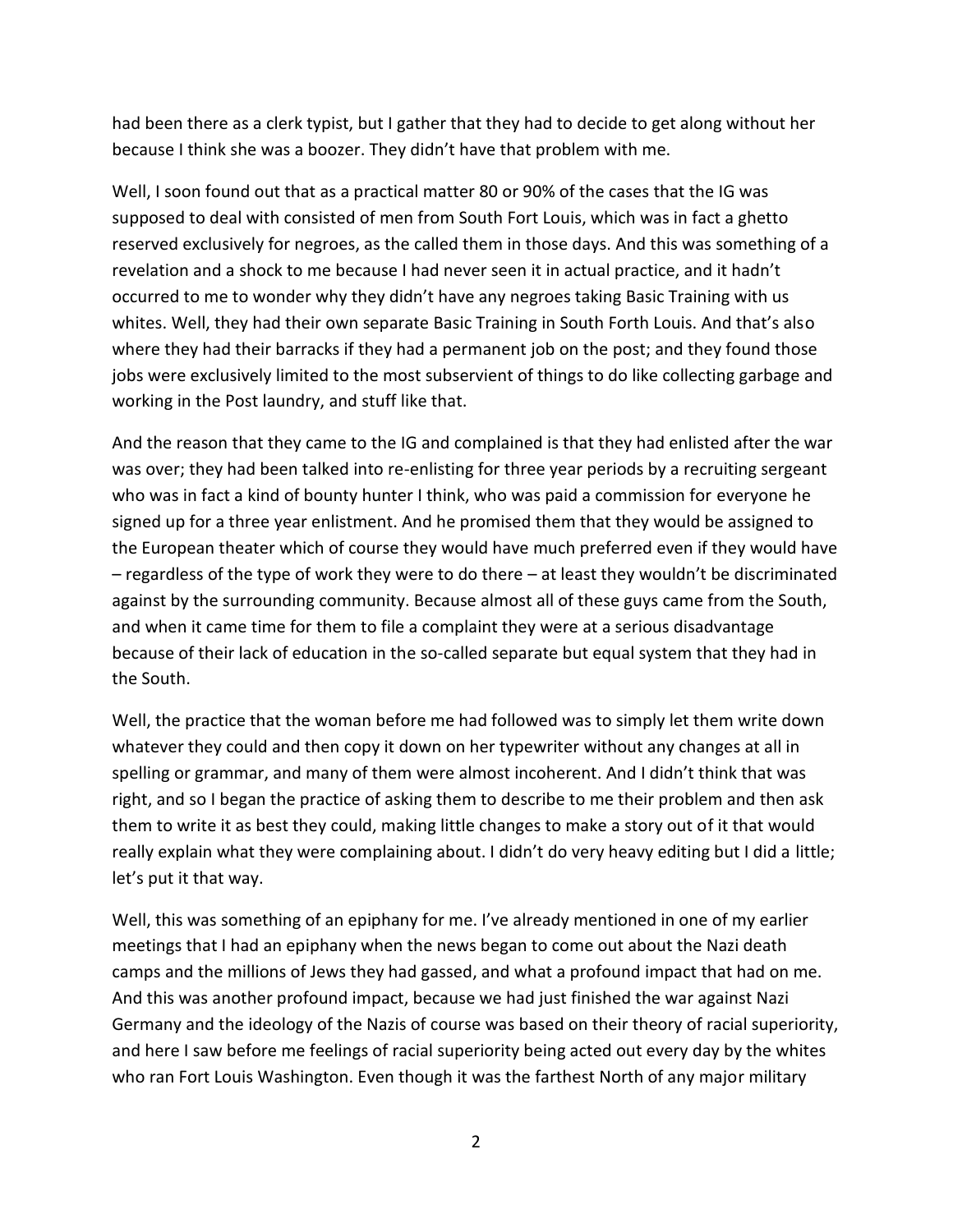had been there as a clerk typist, but I gather that they had to decide to get along without her because I think she was a boozer. They didn't have that problem with me.

Well, I soon found out that as a practical matter 80 or 90% of the cases that the IG was supposed to deal with consisted of men from South Fort Louis, which was in fact a ghetto reserved exclusively for negroes, as the called them in those days. And this was something of a revelation and a shock to me because I had never seen it in actual practice, and it hadn't occurred to me to wonder why they didn't have any negroes taking Basic Training with us whites. Well, they had their own separate Basic Training in South Forth Louis. And that's also where they had their barracks if they had a permanent job on the post; and they found those jobs were exclusively limited to the most subservient of things to do like collecting garbage and working in the Post laundry, and stuff like that.

And the reason that they came to the IG and complained is that they had enlisted after the war was over; they had been talked into re-enlisting for three year periods by a recruiting sergeant who was in fact a kind of bounty hunter I think, who was paid a commission for everyone he signed up for a three year enlistment. And he promised them that they would be assigned to the European theater which of course they would have much preferred even if they would have – regardless of the type of work they were to do there – at least they wouldn't be discriminated against by the surrounding community. Because almost all of these guys came from the South, and when it came time for them to file a complaint they were at a serious disadvantage because of their lack of education in the so-called separate but equal system that they had in the South.

Well, the practice that the woman before me had followed was to simply let them write down whatever they could and then copy it down on her typewriter without any changes at all in spelling or grammar, and many of them were almost incoherent. And I didn't think that was right, and so I began the practice of asking them to describe to me their problem and then ask them to write it as best they could, making little changes to make a story out of it that would really explain what they were complaining about. I didn't do very heavy editing but I did a little; let's put it that way.

Well, this was something of an epiphany for me. I've already mentioned in one of my earlier meetings that I had an epiphany when the news began to come out about the Nazi death camps and the millions of Jews they had gassed, and what a profound impact that had on me. And this was another profound impact, because we had just finished the war against Nazi Germany and the ideology of the Nazis of course was based on their theory of racial superiority, and here I saw before me feelings of racial superiority being acted out every day by the whites who ran Fort Louis Washington. Even though it was the farthest North of any major military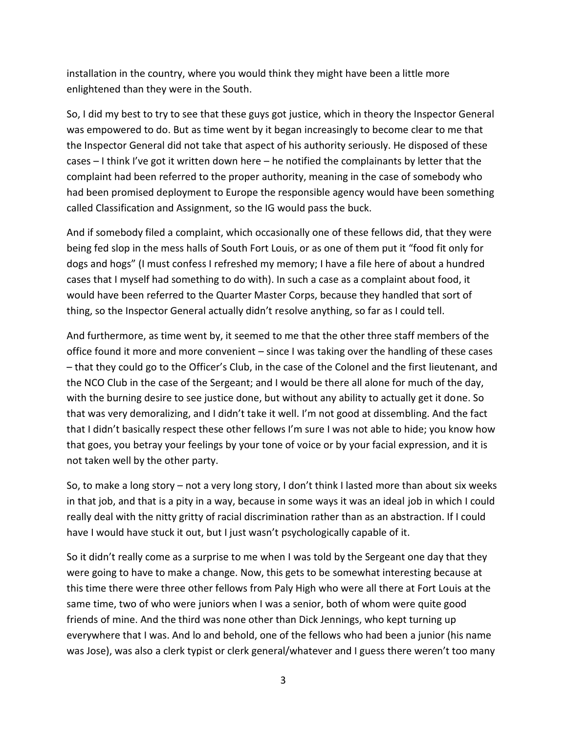installation in the country, where you would think they might have been a little more enlightened than they were in the South.

So, I did my best to try to see that these guys got justice, which in theory the Inspector General was empowered to do. But as time went by it began increasingly to become clear to me that the Inspector General did not take that aspect of his authority seriously. He disposed of these cases – I think I've got it written down here – he notified the complainants by letter that the complaint had been referred to the proper authority, meaning in the case of somebody who had been promised deployment to Europe the responsible agency would have been something called Classification and Assignment, so the IG would pass the buck.

And if somebody filed a complaint, which occasionally one of these fellows did, that they were being fed slop in the mess halls of South Fort Louis, or as one of them put it "food fit only for dogs and hogs" (I must confess I refreshed my memory; I have a file here of about a hundred cases that I myself had something to do with). In such a case as a complaint about food, it would have been referred to the Quarter Master Corps, because they handled that sort of thing, so the Inspector General actually didn't resolve anything, so far as I could tell.

And furthermore, as time went by, it seemed to me that the other three staff members of the office found it more and more convenient – since I was taking over the handling of these cases – that they could go to the Officer's Club, in the case of the Colonel and the first lieutenant, and the NCO Club in the case of the Sergeant; and I would be there all alone for much of the day, with the burning desire to see justice done, but without any ability to actually get it done. So that was very demoralizing, and I didn't take it well. I'm not good at dissembling. And the fact that I didn't basically respect these other fellows I'm sure I was not able to hide; you know how that goes, you betray your feelings by your tone of voice or by your facial expression, and it is not taken well by the other party.

So, to make a long story – not a very long story, I don't think I lasted more than about six weeks in that job, and that is a pity in a way, because in some ways it was an ideal job in which I could really deal with the nitty gritty of racial discrimination rather than as an abstraction. If I could have I would have stuck it out, but I just wasn't psychologically capable of it.

So it didn't really come as a surprise to me when I was told by the Sergeant one day that they were going to have to make a change. Now, this gets to be somewhat interesting because at this time there were three other fellows from Paly High who were all there at Fort Louis at the same time, two of who were juniors when I was a senior, both of whom were quite good friends of mine. And the third was none other than Dick Jennings, who kept turning up everywhere that I was. And lo and behold, one of the fellows who had been a junior (his name was Jose), was also a clerk typist or clerk general/whatever and I guess there weren't too many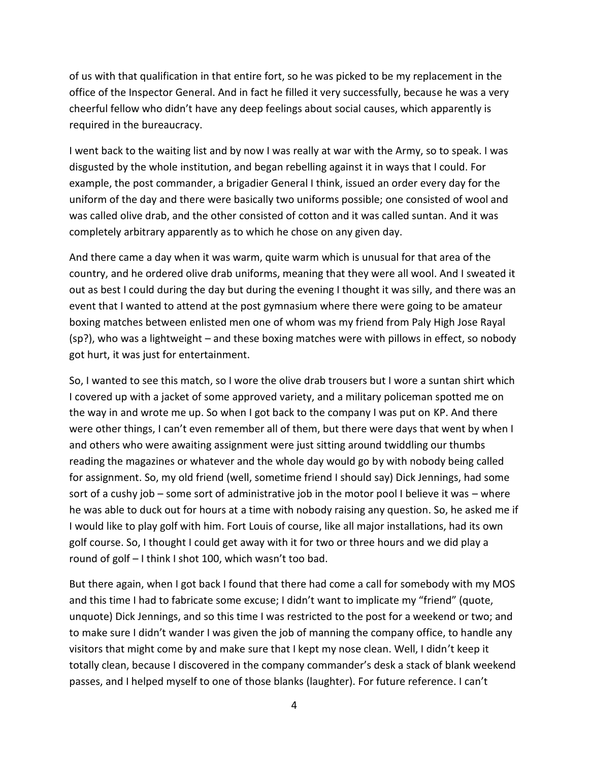of us with that qualification in that entire fort, so he was picked to be my replacement in the office of the Inspector General. And in fact he filled it very successfully, because he was a very cheerful fellow who didn't have any deep feelings about social causes, which apparently is required in the bureaucracy.

I went back to the waiting list and by now I was really at war with the Army, so to speak. I was disgusted by the whole institution, and began rebelling against it in ways that I could. For example, the post commander, a brigadier General I think, issued an order every day for the uniform of the day and there were basically two uniforms possible; one consisted of wool and was called olive drab, and the other consisted of cotton and it was called suntan. And it was completely arbitrary apparently as to which he chose on any given day.

And there came a day when it was warm, quite warm which is unusual for that area of the country, and he ordered olive drab uniforms, meaning that they were all wool. And I sweated it out as best I could during the day but during the evening I thought it was silly, and there was an event that I wanted to attend at the post gymnasium where there were going to be amateur boxing matches between enlisted men one of whom was my friend from Paly High Jose Rayal (sp?), who was a lightweight – and these boxing matches were with pillows in effect, so nobody got hurt, it was just for entertainment.

So, I wanted to see this match, so I wore the olive drab trousers but I wore a suntan shirt which I covered up with a jacket of some approved variety, and a military policeman spotted me on the way in and wrote me up. So when I got back to the company I was put on KP. And there were other things, I can't even remember all of them, but there were days that went by when I and others who were awaiting assignment were just sitting around twiddling our thumbs reading the magazines or whatever and the whole day would go by with nobody being called for assignment. So, my old friend (well, sometime friend I should say) Dick Jennings, had some sort of a cushy job – some sort of administrative job in the motor pool I believe it was – where he was able to duck out for hours at a time with nobody raising any question. So, he asked me if I would like to play golf with him. Fort Louis of course, like all major installations, had its own golf course. So, I thought I could get away with it for two or three hours and we did play a round of golf – I think I shot 100, which wasn't too bad.

But there again, when I got back I found that there had come a call for somebody with my MOS and this time I had to fabricate some excuse; I didn't want to implicate my "friend" (quote, unquote) Dick Jennings, and so this time I was restricted to the post for a weekend or two; and to make sure I didn't wander I was given the job of manning the company office, to handle any visitors that might come by and make sure that I kept my nose clean. Well, I didn't keep it totally clean, because I discovered in the company commander's desk a stack of blank weekend passes, and I helped myself to one of those blanks (laughter). For future reference. I can't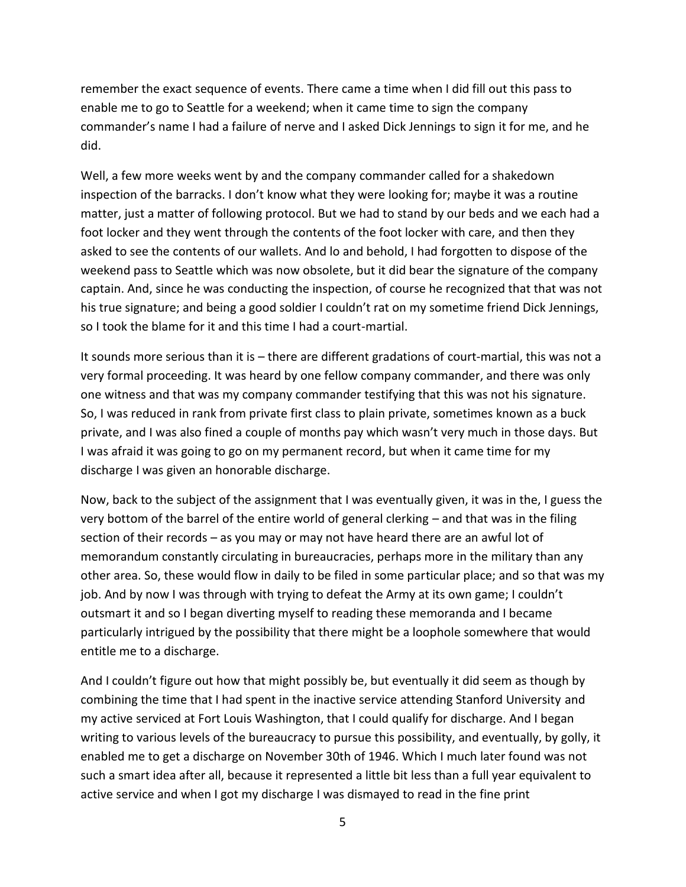remember the exact sequence of events. There came a time when I did fill out this pass to enable me to go to Seattle for a weekend; when it came time to sign the company commander's name I had a failure of nerve and I asked Dick Jennings to sign it for me, and he did.

Well, a few more weeks went by and the company commander called for a shakedown inspection of the barracks. I don't know what they were looking for; maybe it was a routine matter, just a matter of following protocol. But we had to stand by our beds and we each had a foot locker and they went through the contents of the foot locker with care, and then they asked to see the contents of our wallets. And lo and behold, I had forgotten to dispose of the weekend pass to Seattle which was now obsolete, but it did bear the signature of the company captain. And, since he was conducting the inspection, of course he recognized that that was not his true signature; and being a good soldier I couldn't rat on my sometime friend Dick Jennings, so I took the blame for it and this time I had a court-martial.

It sounds more serious than it is – there are different gradations of court-martial, this was not a very formal proceeding. It was heard by one fellow company commander, and there was only one witness and that was my company commander testifying that this was not his signature. So, I was reduced in rank from private first class to plain private, sometimes known as a buck private, and I was also fined a couple of months pay which wasn't very much in those days. But I was afraid it was going to go on my permanent record, but when it came time for my discharge I was given an honorable discharge.

Now, back to the subject of the assignment that I was eventually given, it was in the, I guess the very bottom of the barrel of the entire world of general clerking – and that was in the filing section of their records – as you may or may not have heard there are an awful lot of memorandum constantly circulating in bureaucracies, perhaps more in the military than any other area. So, these would flow in daily to be filed in some particular place; and so that was my job. And by now I was through with trying to defeat the Army at its own game; I couldn't outsmart it and so I began diverting myself to reading these memoranda and I became particularly intrigued by the possibility that there might be a loophole somewhere that would entitle me to a discharge.

And I couldn't figure out how that might possibly be, but eventually it did seem as though by combining the time that I had spent in the inactive service attending Stanford University and my active serviced at Fort Louis Washington, that I could qualify for discharge. And I began writing to various levels of the bureaucracy to pursue this possibility, and eventually, by golly, it enabled me to get a discharge on November 30th of 1946. Which I much later found was not such a smart idea after all, because it represented a little bit less than a full year equivalent to active service and when I got my discharge I was dismayed to read in the fine print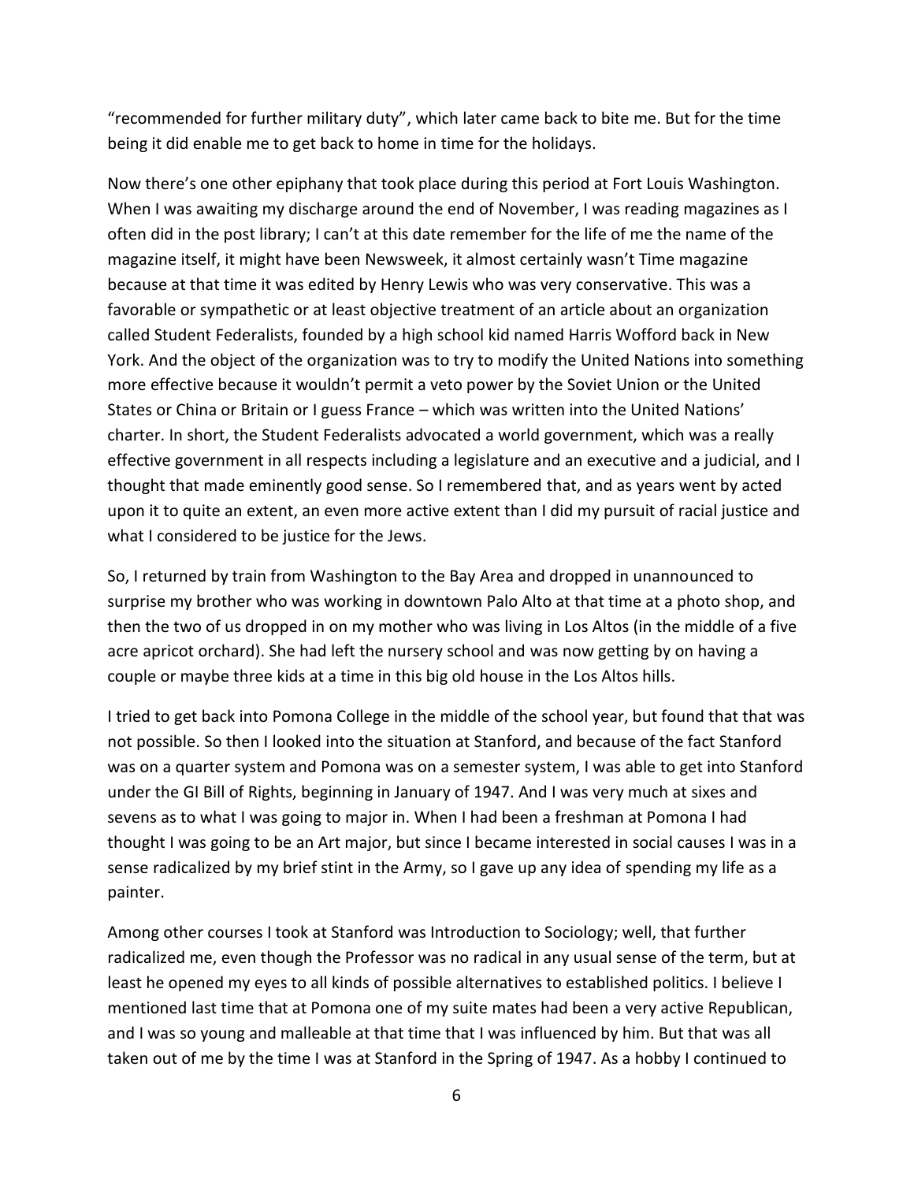"recommended for further military duty", which later came back to bite me. But for the time being it did enable me to get back to home in time for the holidays.

Now there's one other epiphany that took place during this period at Fort Louis Washington. When I was awaiting my discharge around the end of November, I was reading magazines as I often did in the post library; I can't at this date remember for the life of me the name of the magazine itself, it might have been Newsweek, it almost certainly wasn't Time magazine because at that time it was edited by Henry Lewis who was very conservative. This was a favorable or sympathetic or at least objective treatment of an article about an organization called Student Federalists, founded by a high school kid named Harris Wofford back in New York. And the object of the organization was to try to modify the United Nations into something more effective because it wouldn't permit a veto power by the Soviet Union or the United States or China or Britain or I guess France – which was written into the United Nations' charter. In short, the Student Federalists advocated a world government, which was a really effective government in all respects including a legislature and an executive and a judicial, and I thought that made eminently good sense. So I remembered that, and as years went by acted upon it to quite an extent, an even more active extent than I did my pursuit of racial justice and what I considered to be justice for the Jews.

So, I returned by train from Washington to the Bay Area and dropped in unannounced to surprise my brother who was working in downtown Palo Alto at that time at a photo shop, and then the two of us dropped in on my mother who was living in Los Altos (in the middle of a five acre apricot orchard). She had left the nursery school and was now getting by on having a couple or maybe three kids at a time in this big old house in the Los Altos hills.

I tried to get back into Pomona College in the middle of the school year, but found that that was not possible. So then I looked into the situation at Stanford, and because of the fact Stanford was on a quarter system and Pomona was on a semester system, I was able to get into Stanford under the GI Bill of Rights, beginning in January of 1947. And I was very much at sixes and sevens as to what I was going to major in. When I had been a freshman at Pomona I had thought I was going to be an Art major, but since I became interested in social causes I was in a sense radicalized by my brief stint in the Army, so I gave up any idea of spending my life as a painter.

Among other courses I took at Stanford was Introduction to Sociology; well, that further radicalized me, even though the Professor was no radical in any usual sense of the term, but at least he opened my eyes to all kinds of possible alternatives to established politics. I believe I mentioned last time that at Pomona one of my suite mates had been a very active Republican, and I was so young and malleable at that time that I was influenced by him. But that was all taken out of me by the time I was at Stanford in the Spring of 1947. As a hobby I continued to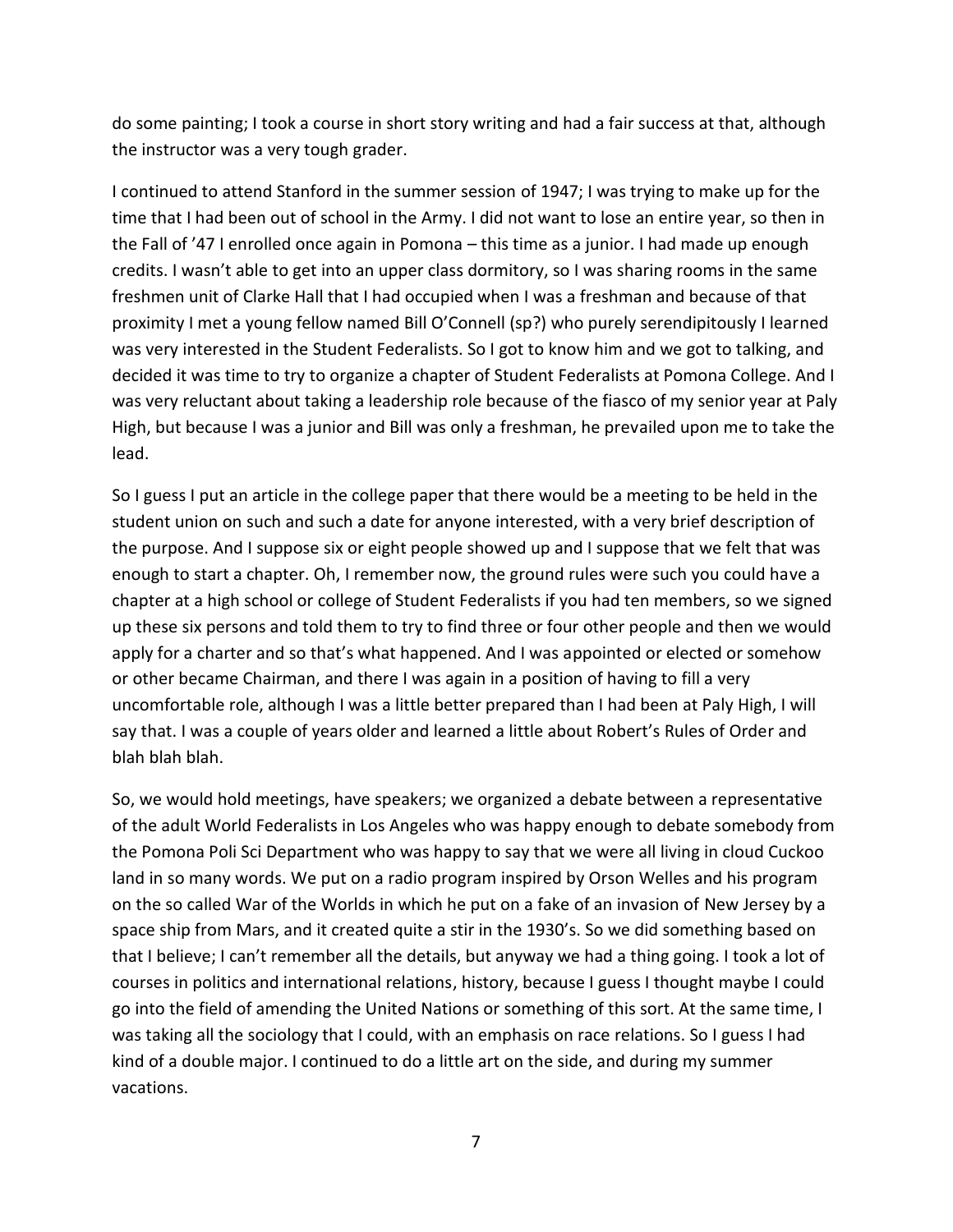do some painting; I took a course in short story writing and had a fair success at that, although the instructor was a very tough grader.

I continued to attend Stanford in the summer session of 1947; I was trying to make up for the time that I had been out of school in the Army. I did not want to lose an entire year, so then in the Fall of '47 I enrolled once again in Pomona – this time as a junior. I had made up enough credits. I wasn't able to get into an upper class dormitory, so I was sharing rooms in the same freshmen unit of Clarke Hall that I had occupied when I was a freshman and because of that proximity I met a young fellow named Bill O'Connell (sp?) who purely serendipitously I learned was very interested in the Student Federalists. So I got to know him and we got to talking, and decided it was time to try to organize a chapter of Student Federalists at Pomona College. And I was very reluctant about taking a leadership role because of the fiasco of my senior year at Paly High, but because I was a junior and Bill was only a freshman, he prevailed upon me to take the lead.

So I guess I put an article in the college paper that there would be a meeting to be held in the student union on such and such a date for anyone interested, with a very brief description of the purpose. And I suppose six or eight people showed up and I suppose that we felt that was enough to start a chapter. Oh, I remember now, the ground rules were such you could have a chapter at a high school or college of Student Federalists if you had ten members, so we signed up these six persons and told them to try to find three or four other people and then we would apply for a charter and so that's what happened. And I was appointed or elected or somehow or other became Chairman, and there I was again in a position of having to fill a very uncomfortable role, although I was a little better prepared than I had been at Paly High, I will say that. I was a couple of years older and learned a little about Robert's Rules of Order and blah blah blah.

So, we would hold meetings, have speakers; we organized a debate between a representative of the adult World Federalists in Los Angeles who was happy enough to debate somebody from the Pomona Poli Sci Department who was happy to say that we were all living in cloud Cuckoo land in so many words. We put on a radio program inspired by Orson Welles and his program on the so called War of the Worlds in which he put on a fake of an invasion of New Jersey by a space ship from Mars, and it created quite a stir in the 1930's. So we did something based on that I believe; I can't remember all the details, but anyway we had a thing going. I took a lot of courses in politics and international relations, history, because I guess I thought maybe I could go into the field of amending the United Nations or something of this sort. At the same time, I was taking all the sociology that I could, with an emphasis on race relations. So I guess I had kind of a double major. I continued to do a little art on the side, and during my summer vacations.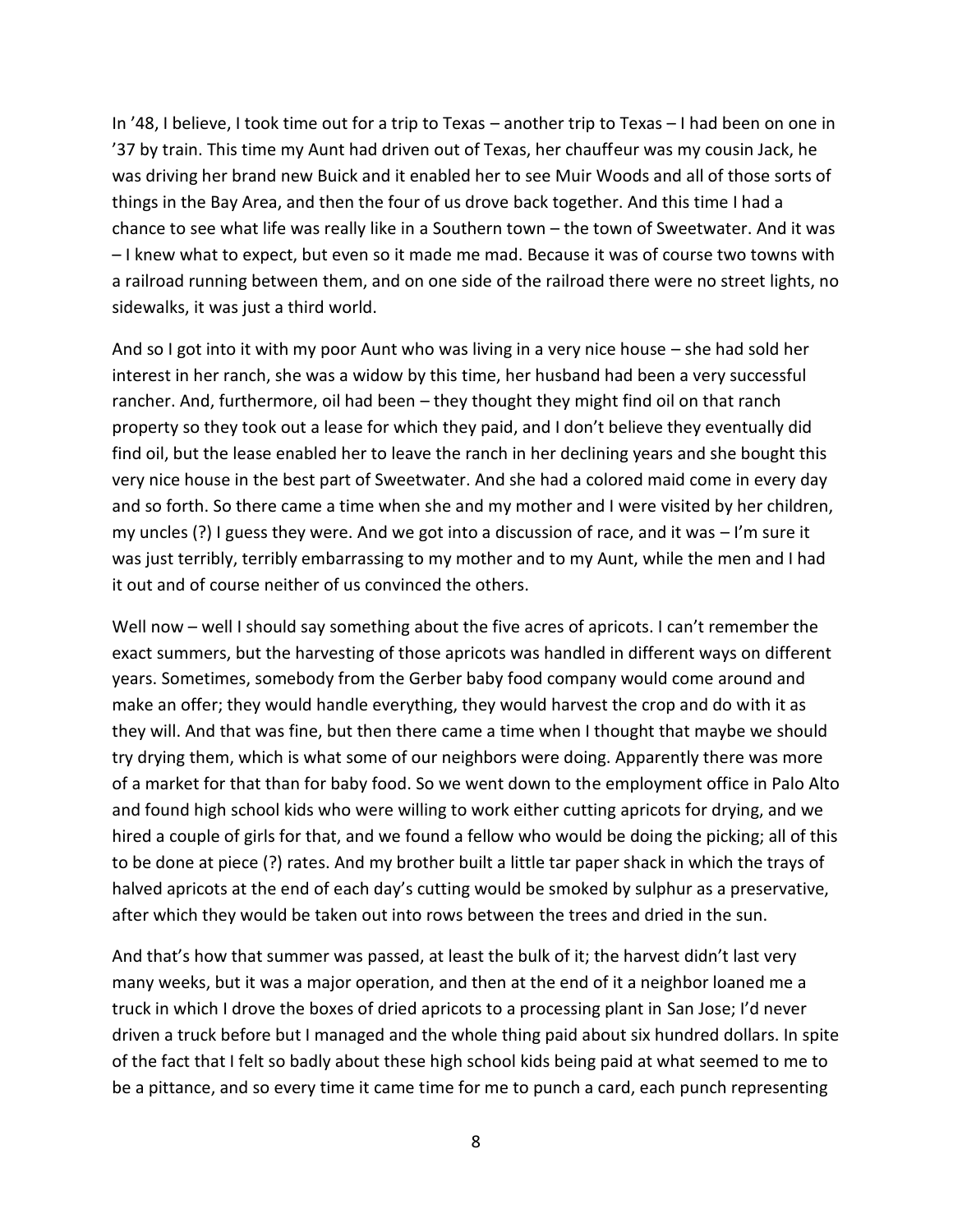In '48, I believe, I took time out for a trip to Texas – another trip to Texas – I had been on one in '37 by train. This time my Aunt had driven out of Texas, her chauffeur was my cousin Jack, he was driving her brand new Buick and it enabled her to see Muir Woods and all of those sorts of things in the Bay Area, and then the four of us drove back together. And this time I had a chance to see what life was really like in a Southern town – the town of Sweetwater. And it was – I knew what to expect, but even so it made me mad. Because it was of course two towns with a railroad running between them, and on one side of the railroad there were no street lights, no sidewalks, it was just a third world.

And so I got into it with my poor Aunt who was living in a very nice house – she had sold her interest in her ranch, she was a widow by this time, her husband had been a very successful rancher. And, furthermore, oil had been – they thought they might find oil on that ranch property so they took out a lease for which they paid, and I don't believe they eventually did find oil, but the lease enabled her to leave the ranch in her declining years and she bought this very nice house in the best part of Sweetwater. And she had a colored maid come in every day and so forth. So there came a time when she and my mother and I were visited by her children, my uncles (?) I guess they were. And we got into a discussion of race, and it was – I'm sure it was just terribly, terribly embarrassing to my mother and to my Aunt, while the men and I had it out and of course neither of us convinced the others.

Well now – well I should say something about the five acres of apricots. I can't remember the exact summers, but the harvesting of those apricots was handled in different ways on different years. Sometimes, somebody from the Gerber baby food company would come around and make an offer; they would handle everything, they would harvest the crop and do with it as they will. And that was fine, but then there came a time when I thought that maybe we should try drying them, which is what some of our neighbors were doing. Apparently there was more of a market for that than for baby food. So we went down to the employment office in Palo Alto and found high school kids who were willing to work either cutting apricots for drying, and we hired a couple of girls for that, and we found a fellow who would be doing the picking; all of this to be done at piece (?) rates. And my brother built a little tar paper shack in which the trays of halved apricots at the end of each day's cutting would be smoked by sulphur as a preservative, after which they would be taken out into rows between the trees and dried in the sun.

And that's how that summer was passed, at least the bulk of it; the harvest didn't last very many weeks, but it was a major operation, and then at the end of it a neighbor loaned me a truck in which I drove the boxes of dried apricots to a processing plant in San Jose; I'd never driven a truck before but I managed and the whole thing paid about six hundred dollars. In spite of the fact that I felt so badly about these high school kids being paid at what seemed to me to be a pittance, and so every time it came time for me to punch a card, each punch representing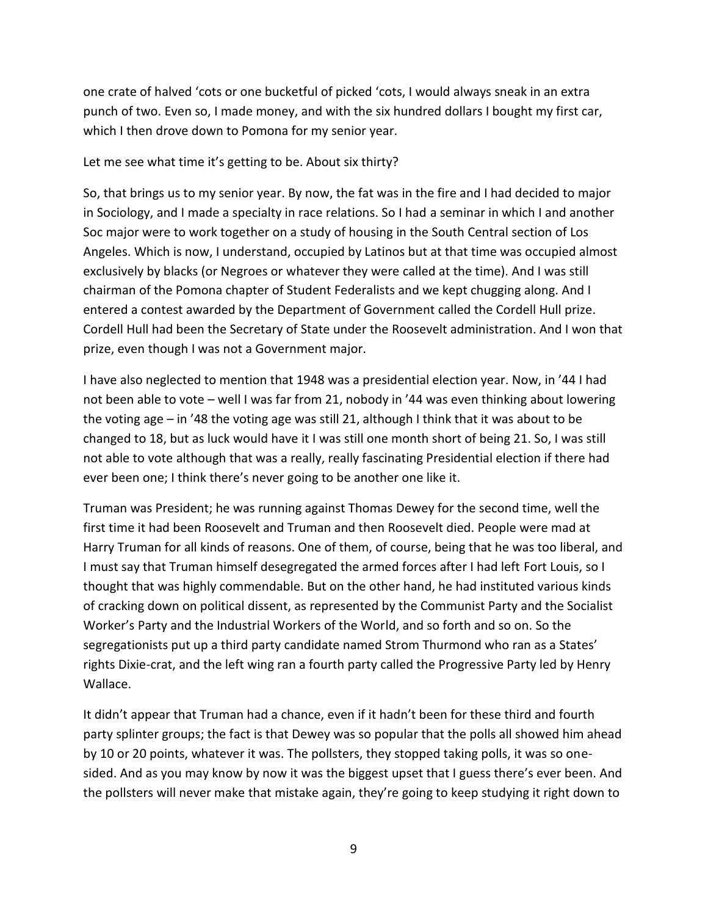one crate of halved ‘cots or one bucketful of picked ‘cots, I would always sneak in an extra punch of two. Even so, I made money, and with the six hundred dollars I bought my first car, which I then drove down to Pomona for my senior year.

Let me see what time it’s getting to be. About six thirty?

So, that brings us to my senior year. By now, the fat was in the fire and I had decided to major in Sociology, and I made a specialty in race relations. So I had a seminar in which I and another Soc major were to work together on a study of housing in the South Central section of Los Angeles. Which is now, I understand, occupied by Latinos but at that time was occupied almost exclusively by blacks (or Negroes or whatever they were called at the time). And I was still chairman of the Pomona chapter of Student Federalists and we kept chugging along. And I entered a contest awarded by the Department of Government called the Cordell Hull prize. Cordell Hull had been the Secretary of State under the Roosevelt administration. And I won that prize, even though I was not a Government major.

I have also neglected to mention that 1948 was a presidential election year. Now, in ’44 I had not been able to vote – well I was far from 21, nobody in ’44 was even thinking about lowering the voting age – in ’48 the voting age was still 21, although I think that it was about to be changed to 18, but as luck would have it I was still one month short of being 21. So, I was still not able to vote although that was a really, really fascinating Presidential election if there had ever been one; I think there’s never going to be another one like it.

Truman was President; he was running against Thomas Dewey for the second time, well the first time it had been Roosevelt and Truman and then Roosevelt died. People were mad at Harry Truman for all kinds of reasons. One of them, of course, being that he was too liberal, and I must say that Truman himself desegregated the armed forces after I had left Fort Louis, so I thought that was highly commendable. But on the other hand, he had instituted various kinds of cracking down on political dissent, as represented by the Communist Party and the Socialist Worker’s Party and the Industrial Workers of the World, and so forth and so on. So the segregationists put up a third party candidate named Strom Thurmond who ran as a States’ rights Dixie-crat, and the left wing ran a fourth party called the Progressive Party led by Henry Wallace.

It didn’t appear that Truman had a chance, even if it hadn’t been for these third and fourth party splinter groups; the fact is that Dewey was so popular that the polls all showed him ahead by 10 or 20 points, whatever it was. The pollsters, they stopped taking polls, it was so one-sided. And as you may know by now it was the biggest upset that I guess there’s ever been. And the pollsters will never make that mistake again, they’re going to keep studying it right down to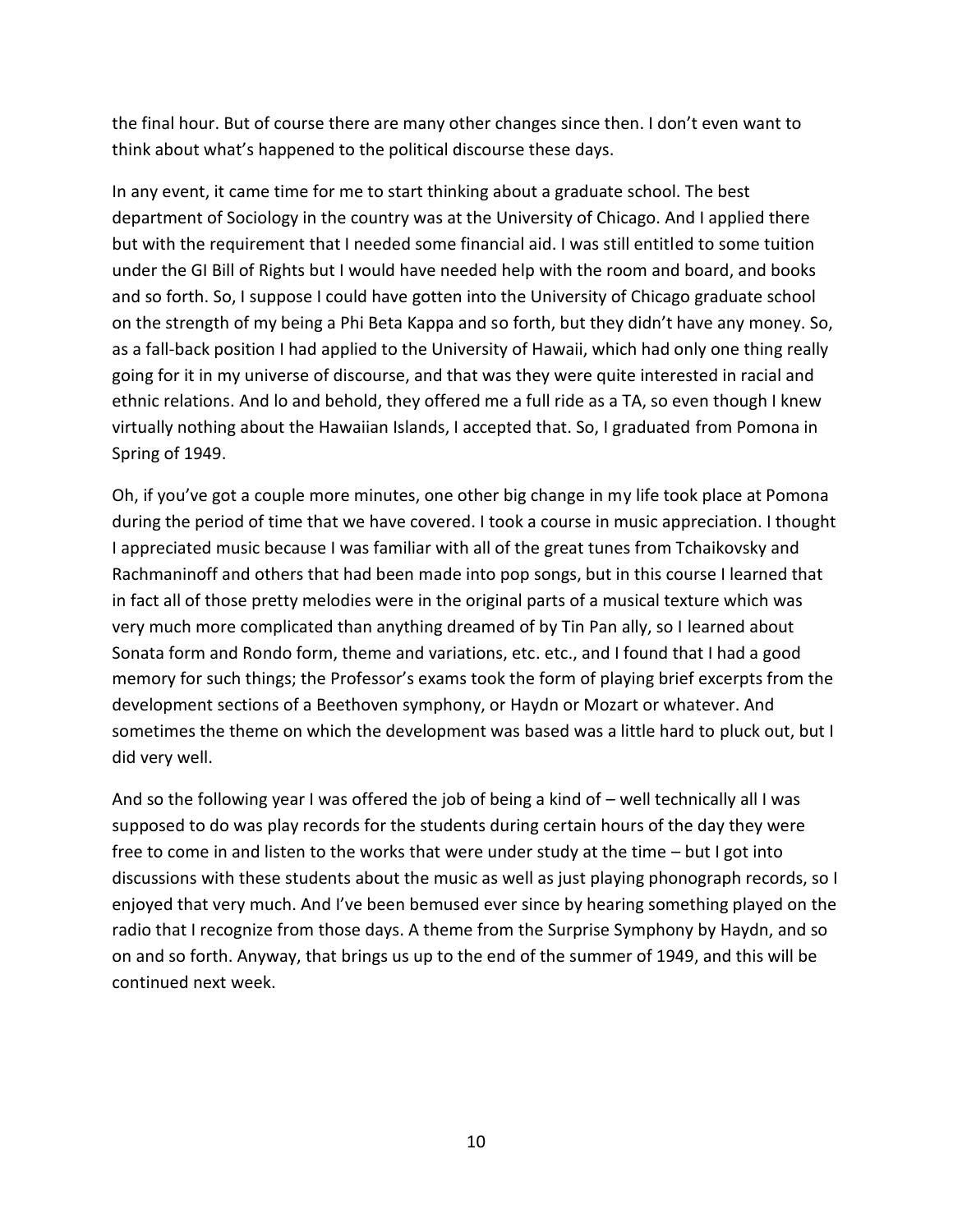the final hour. But of course there are many other changes since then. I don't even want to think about what's happened to the political discourse these days.

In any event, it came time for me to start thinking about a graduate school. The best department of Sociology in the country was at the University of Chicago. And I applied there but with the requirement that I needed some financial aid. I was still entitled to some tuition under the GI Bill of Rights but I would have needed help with the room and board, and books and so forth. So, I suppose I could have gotten into the University of Chicago graduate school on the strength of my being a Phi Beta Kappa and so forth, but they didn't have any money. So, as a fall-back position I had applied to the University of Hawaii, which had only one thing really going for it in my universe of discourse, and that was they were quite interested in racial and ethnic relations. And lo and behold, they offered me a full ride as a TA, so even though I knew virtually nothing about the Hawaiian Islands, I accepted that. So, I graduated from Pomona in Spring of 1949.

Oh, if you've got a couple more minutes, one other big change in my life took place at Pomona during the period of time that we have covered. I took a course in music appreciation. I thought I appreciated music because I was familiar with all of the great tunes from Tchaikovsky and Rachmaninoff and others that had been made into pop songs, but in this course I learned that in fact all of those pretty melodies were in the original parts of a musical texture which was very much more complicated than anything dreamed of by Tin Pan ally, so I learned about Sonata form and Rondo form, theme and variations, etc. etc., and I found that I had a good memory for such things; the Professor's exams took the form of playing brief excerpts from the development sections of a Beethoven symphony, or Haydn or Mozart or whatever. And sometimes the theme on which the development was based was a little hard to pluck out, but I did very well.

And so the following year I was offered the job of being a kind of – well technically all I was supposed to do was play records for the students during certain hours of the day they were free to come in and listen to the works that were under study at the time – but I got into discussions with these students about the music as well as just playing phonograph records, so I enjoyed that very much. And I've been bemused ever since by hearing something played on the radio that I recognize from those days. A theme from the Surprise Symphony by Haydn, and so on and so forth. Anyway, that brings us up to the end of the summer of 1949, and this will be continued next week.